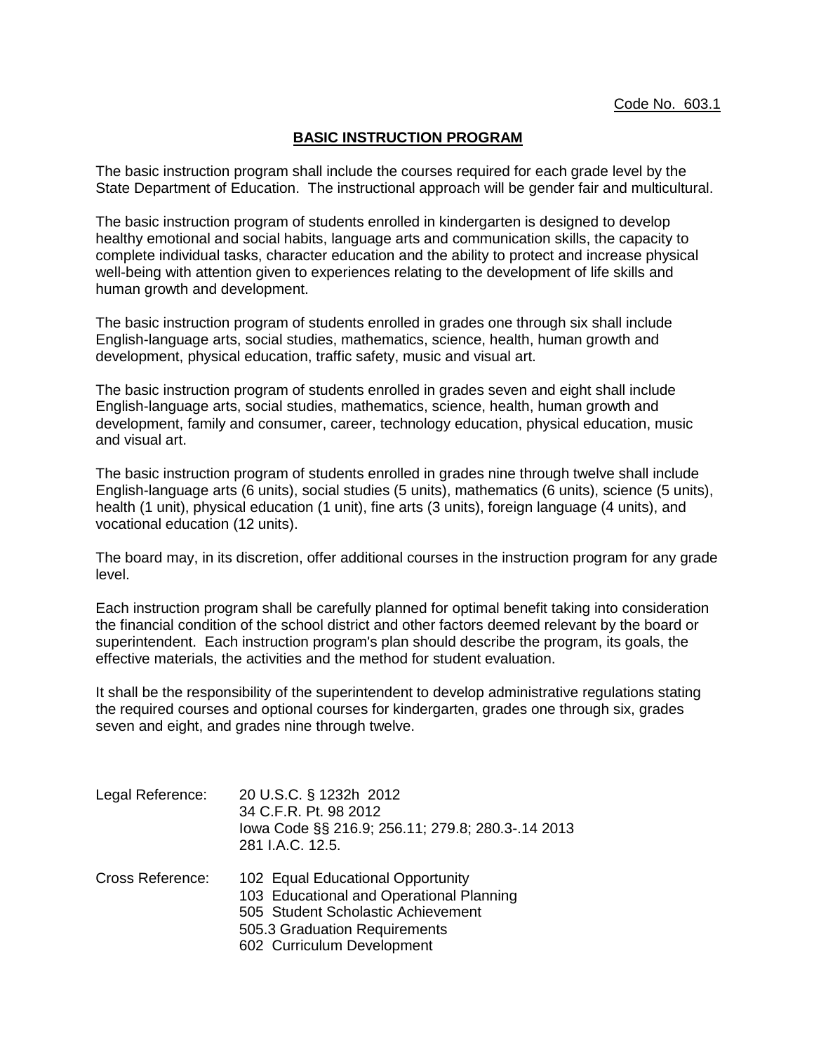Code No. 603.1

# BASIC INSTRUCTION PROGRAM

The basic instruction program shall include the courses required for each grade level by the State Department of Education. The instructional approach will be gender fair and multicultural.

The basic instruction program of students enrolled in kindergarten is designed to develop healthy emotional and social habits, language arts and communication skills, the capacity to complete individual tasks, character education and the ability to protect and increase physical well-being with attention given to experiences relating to the development of life skills and human growth and development.

The basic instruction program of students enrolled in grades one through six shall include English-language arts, social studies, mathematics, science, health, human growth and development, physical education, traffic safety, music and visual art.

The basic instruction program of students enrolled in grades seven and eight shall include English-language arts, social studies, mathematics, science, health, human growth and development, family and consumer, career, technology education, physical education, music and visual art.

The basic instruction program of students enrolled in grades nine through twelve shall include English-language arts (6 units), social studies (5 units), mathematics (6 units), science (5 units), health (1 unit), physical education (1 unit), fine arts (3 units), foreign language (4 units), and vocational education (12 units).

The board may, in its discretion, offer additional courses in the instruction program for any grade level.

Each instruction program shall be carefully planned for optimal benefit taking into consideration the financial condition of the school district and other factors deemed relevant by the board or superintendent. Each instruction program's plan should describe the program, its goals, the effective materials, the activities and the method for student evaluation.

It shall be the responsibility of the superintendent to develop administrative regulations stating the required courses and optional courses for kindergarten, grades one through six, grades seven and eight, and grades nine through twelve.

Legal Reference: 20 U.S.C. § 1232h 2012
34 C.F.R. Pt. 98 2012
Iowa Code §§ 216.9; 256.11; 279.8; 280.3-.14 2013
281 I.A.C. 12.5.

Cross Reference: 102 Equal Educational Opportunity
103 Educational and Operational Planning
505 Student Scholastic Achievement
505.3 Graduation Requirements
602 Curriculum Development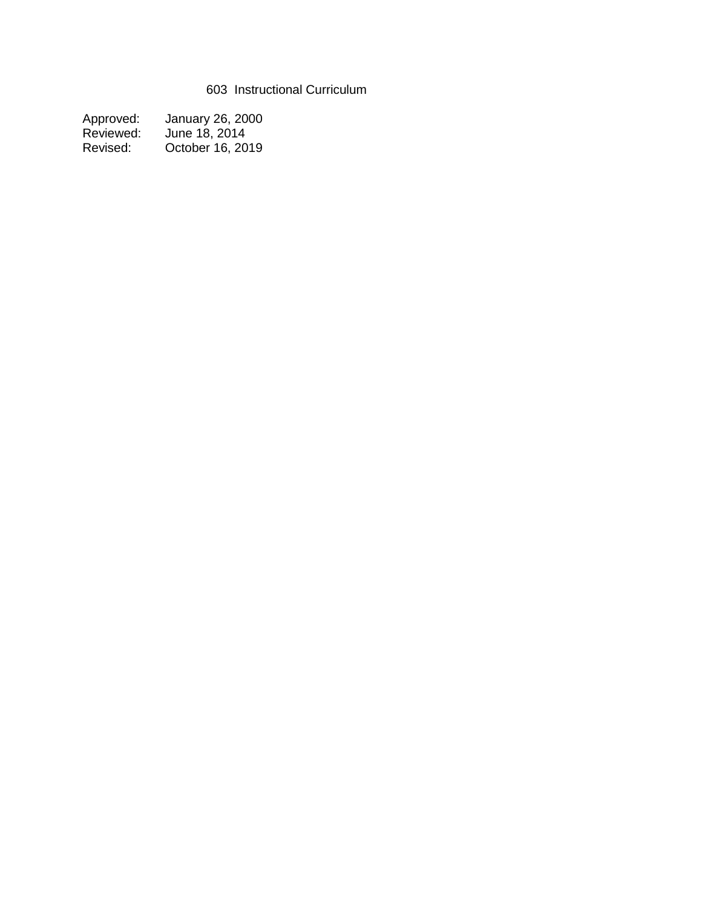603 Instructional Curriculum

Approved: January 26, 2000
Reviewed: June 18, 2014
Revised: October 16, 2019